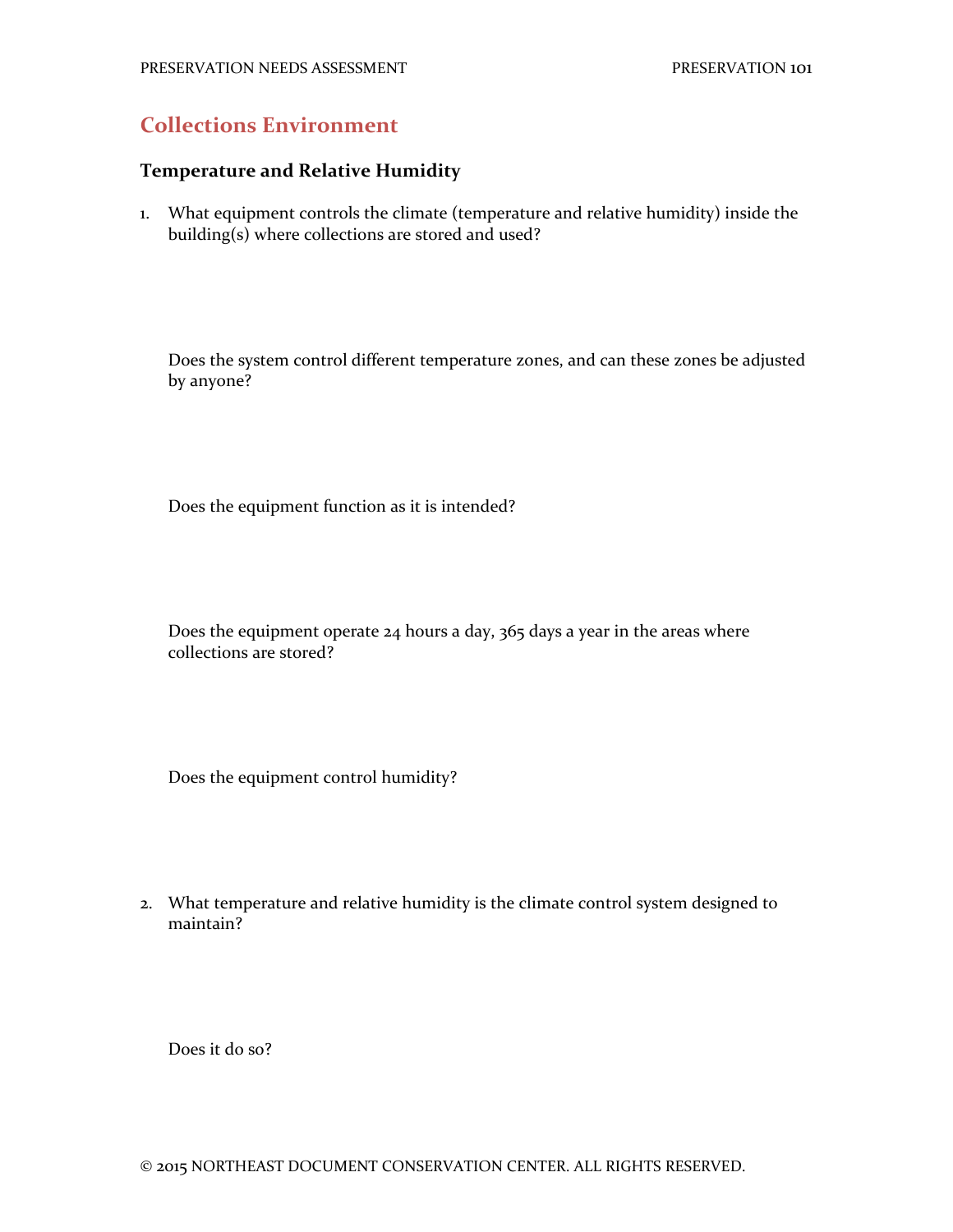## Collections Environment

### Temperature and Relative Humidity

1. What equipment controls the climate (temperature and relative humidity) inside the building(s) where collections are stored and used?

   Does the system control different temperature zones, and can these zones be adjusted by anyone?

   Does the equipment function as it is intended?

   Does the equipment operate 24 hours a day, 365 days a year in the areas where collections are stored?

   Does the equipment control humidity?

2. What temperature and relative humidity is the climate control system designed to maintain?

   Does it do so?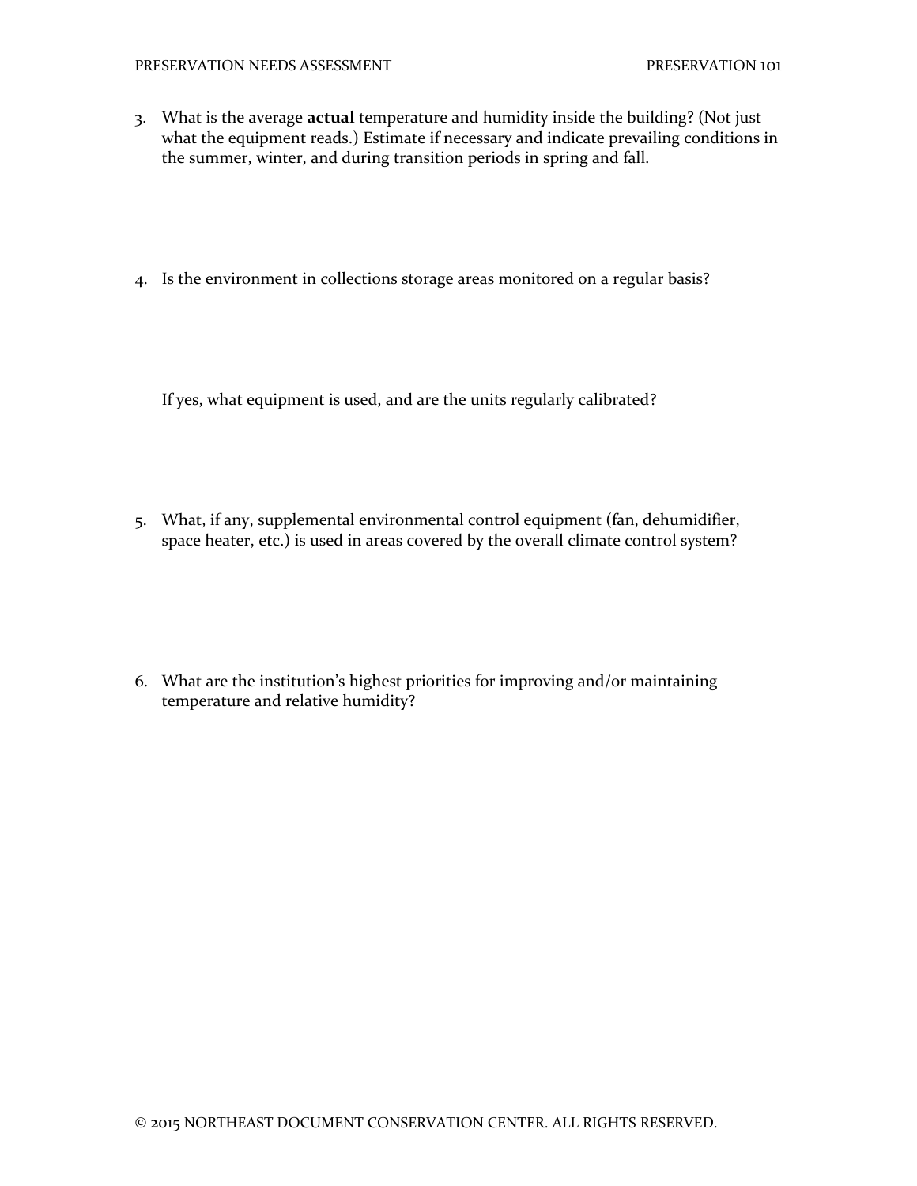3. What is the average **actual** temperature and humidity inside the building? (Not just what the equipment reads.) Estimate if necessary and indicate prevailing conditions in the summer, winter, and during transition periods in spring and fall.

4. Is the environment in collections storage areas monitored on a regular basis?

   If yes, what equipment is used, and are the units regularly calibrated?

5. What, if any, supplemental environmental control equipment (fan, dehumidifier, space heater, etc.) is used in areas covered by the overall climate control system?

6. What are the institution's highest priorities for improving and/or maintaining temperature and relative humidity?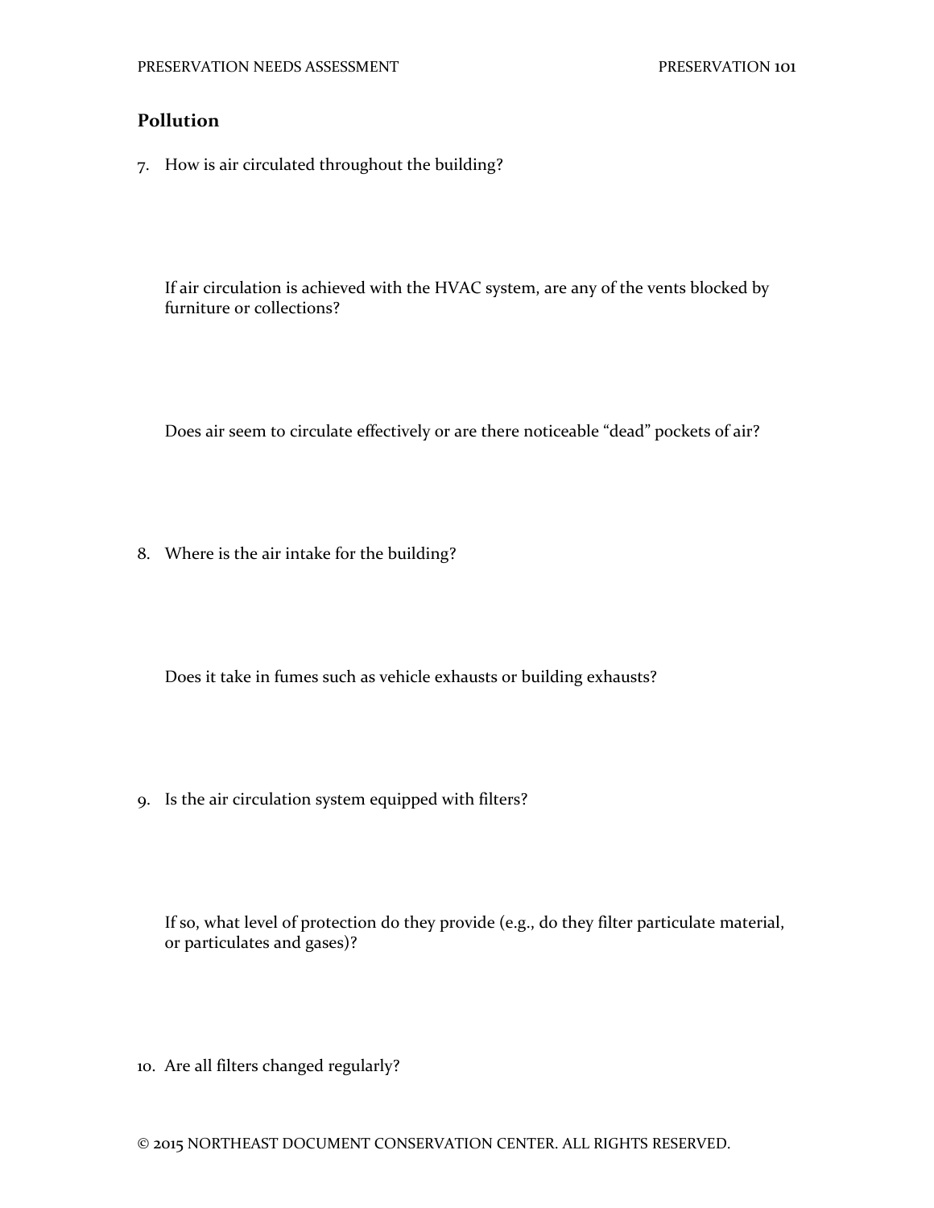## Pollution

7. How is air circulated throughout the building?

   If air circulation is achieved with the HVAC system, are any of the vents blocked by furniture or collections?

   Does air seem to circulate effectively or are there noticeable "dead" pockets of air?

8. Where is the air intake for the building?

   Does it take in fumes such as vehicle exhausts or building exhausts?

9. Is the air circulation system equipped with filters?

   If so, what level of protection do they provide (e.g., do they filter particulate material, or particulates and gases)?

10. Are all filters changed regularly?

© 2015 NORTHEAST DOCUMENT CONSERVATION CENTER. ALL RIGHTS RESERVED.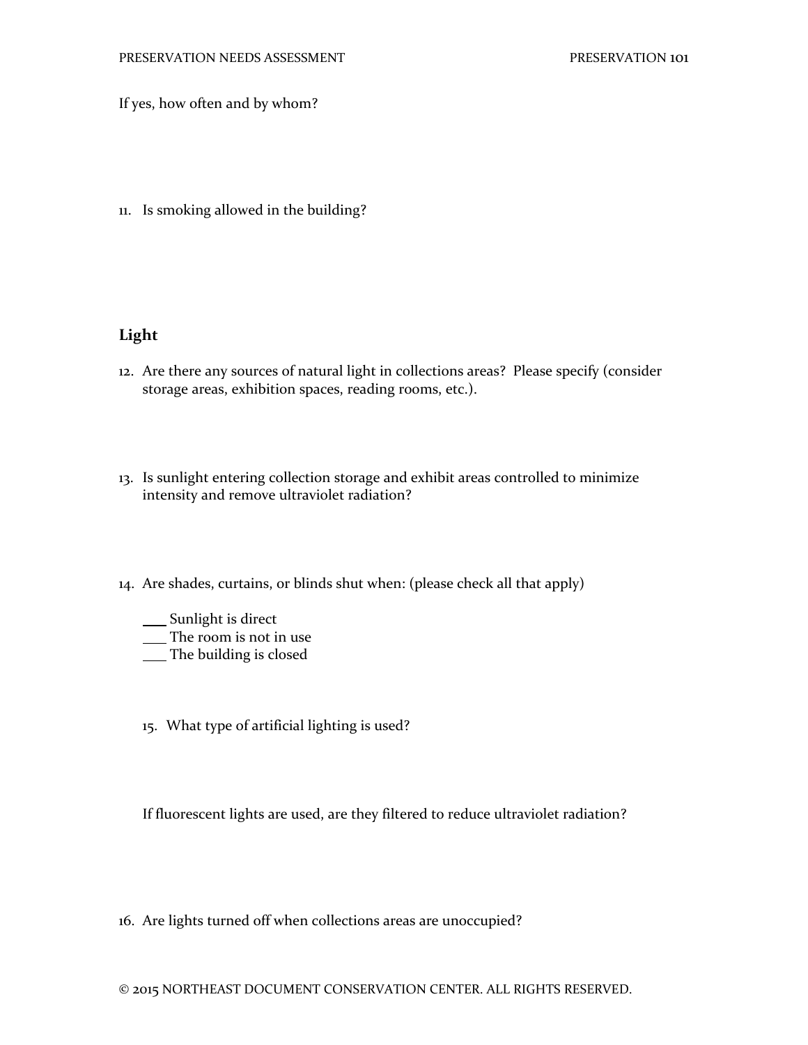If yes, how often and by whom?

11. Is smoking allowed in the building?

## Light

12. Are there any sources of natural light in collections areas? Please specify (consider storage areas, exhibition spaces, reading rooms, etc.).

13. Is sunlight entering collection storage and exhibit areas controlled to minimize intensity and remove ultraviolet radiation?

14. Are shades, curtains, or blinds shut when: (please check all that apply)

    ___ Sunlight is direct
    ___ The room is not in use
    ___ The building is closed

15. What type of artificial lighting is used?

    If fluorescent lights are used, are they filtered to reduce ultraviolet radiation?

16. Are lights turned off when collections areas are unoccupied?

© 2015 NORTHEAST DOCUMENT CONSERVATION CENTER. ALL RIGHTS RESERVED.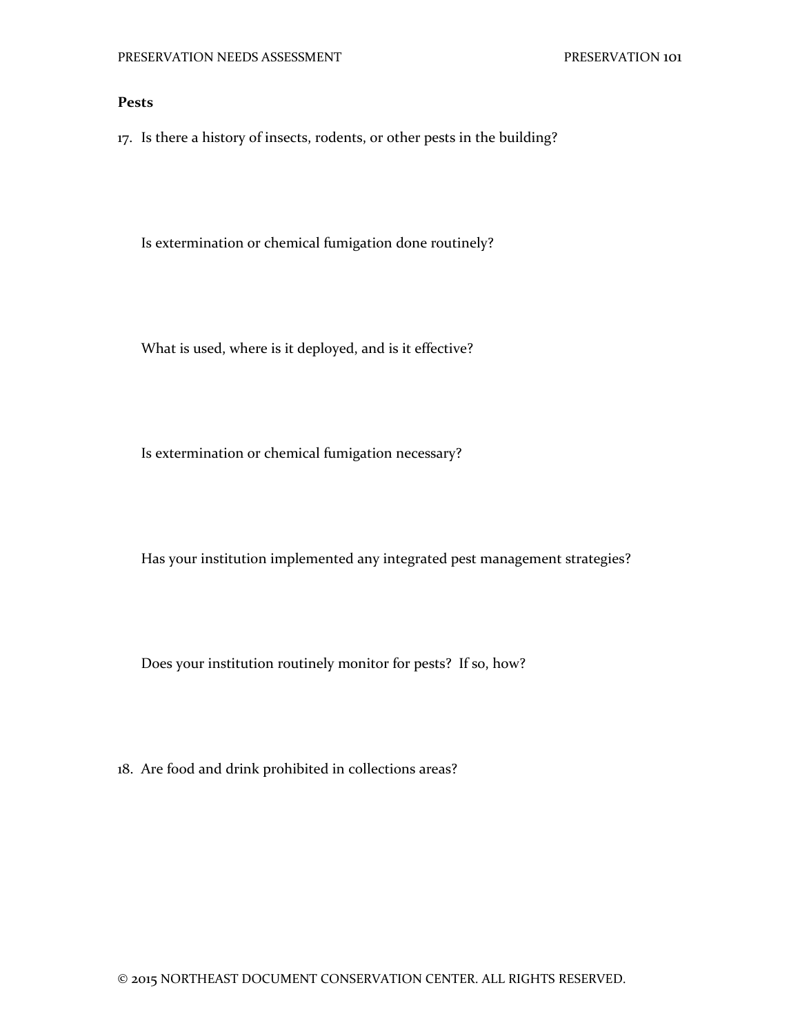**Pests**

17. Is there a history of insects, rodents, or other pests in the building?

    Is extermination or chemical fumigation done routinely?

    What is used, where is it deployed, and is it effective?

    Is extermination or chemical fumigation necessary?

    Has your institution implemented any integrated pest management strategies?

    Does your institution routinely monitor for pests? If so, how?

18. Are food and drink prohibited in collections areas?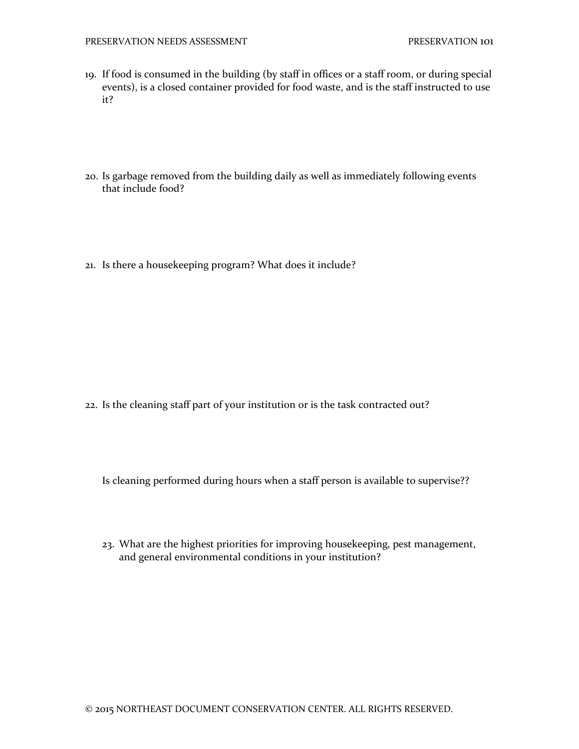19. If food is consumed in the building (by staff in offices or a staff room, or during special events), is a closed container provided for food waste, and is the staff instructed to use it?

20. Is garbage removed from the building daily as well as immediately following events that include food?

21. Is there a housekeeping program? What does it include?

22. Is the cleaning staff part of your institution or is the task contracted out?

    Is cleaning performed during hours when a staff person is available to supervise??

23. What are the highest priorities for improving housekeeping, pest management, and general environmental conditions in your institution?

© 2015 NORTHEAST DOCUMENT CONSERVATION CENTER. ALL RIGHTS RESERVED.